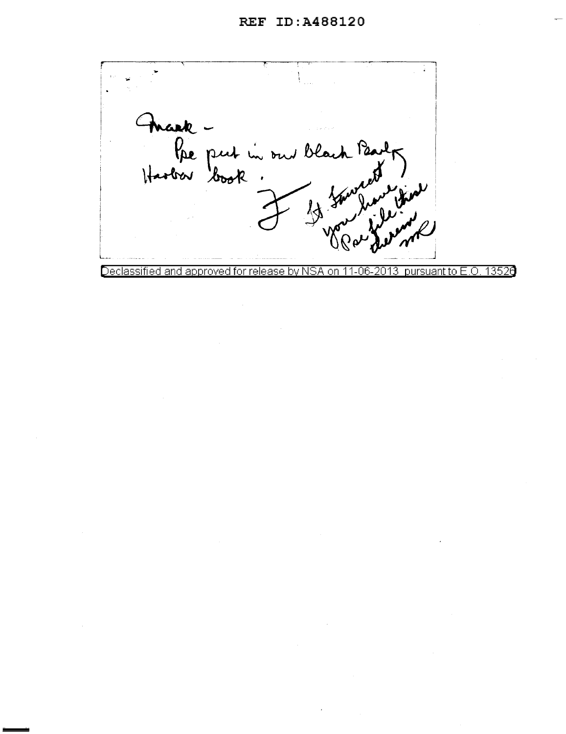REF ID:A488120

Mark -

Pse put in our black Pearl Harbor book.

F

Lt. Fawcett you have that Pac file there. mR

Declassified and approved for release by NSA on 11-06-2013 pursuant to E.O. 13526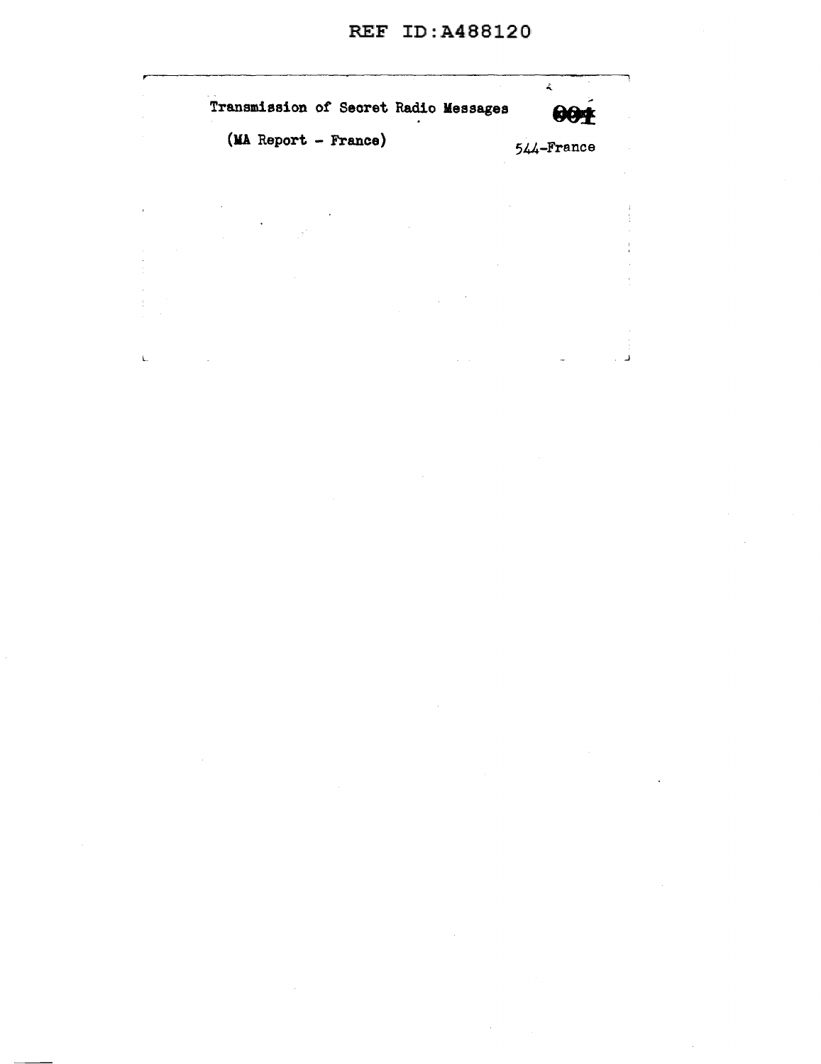Transmission of Secret Radio Messages

(MA Report - France)

001

544-France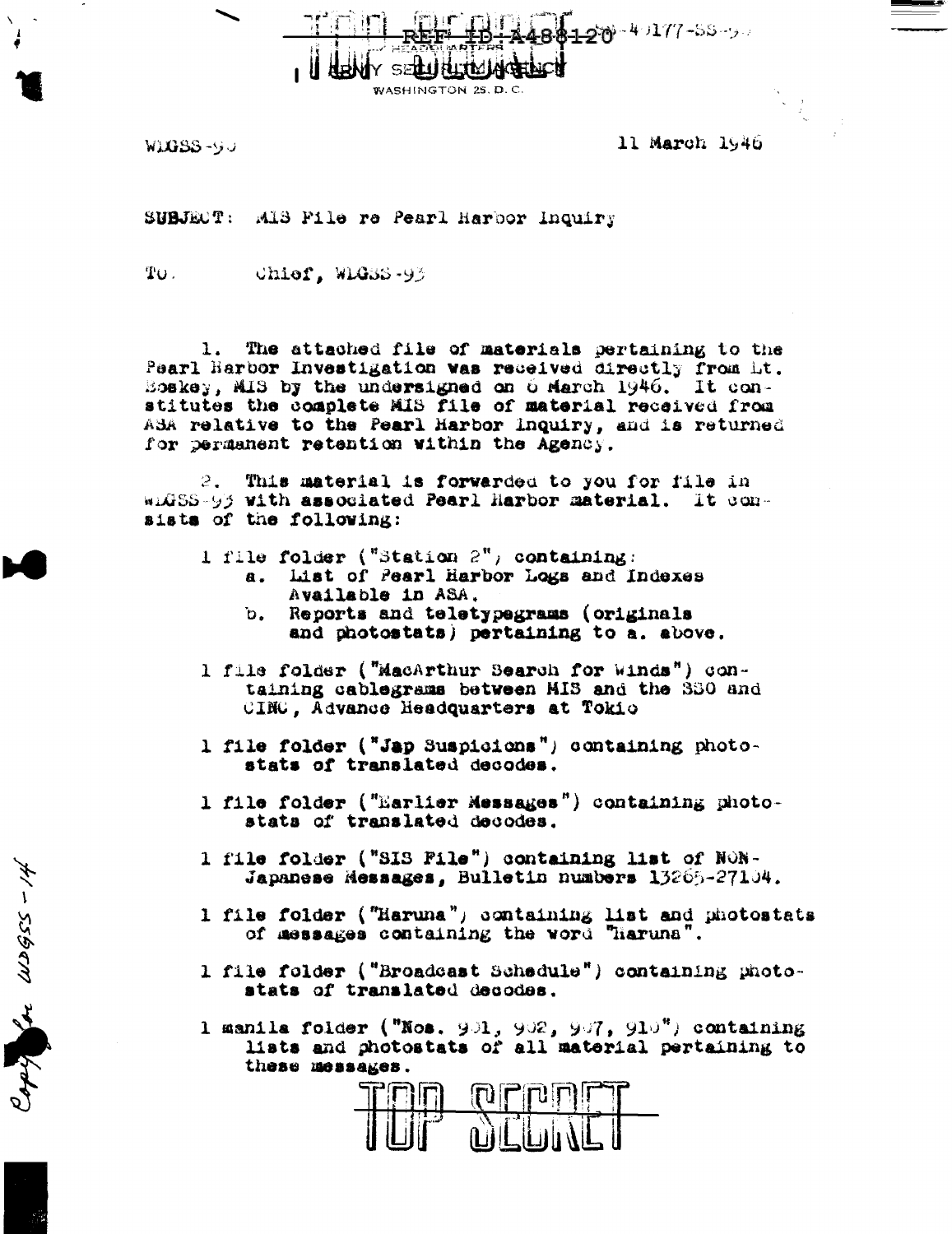TOP SECRET REF ID:A488120 -4177-SS-9

HEADQUARTERS
ARMY SECURITY AGENCY
WASHINGTON 25, D. C.

WDGSS-93 11 March 1946

SUBJECT: MIS File re Pearl Harbor Inquiry

To: Chief, WDGSS-93

1. The attached file of materials pertaining to the Pearl Harbor Investigation was received directly from Lt. Boskey, MIS by the undersigned on 6 March 1946. It constitutes the complete MIS file of material received from ASA relative to the Pearl Harbor Inquiry, and is returned for permanent retention within the Agency.

2. This material is forwarded to you for file in WDGSS-93 with associated Pearl Harbor material. It consists of the following:

1 file folder ("Station 2"), containing:
- a. List of Pearl Harbor Logs and Indexes Available in ASA.
- b. Reports and teletypegrams (originals and photostats) pertaining to a. above.

1 file folder ("MacArthur Search for Winds") containing cablegrams between MIS and the 330 and CINC, Advance Headquarters at Tokio

1 file folder ("Jap Suspicions") containing photostats of translated decodes.

1 file folder ("Earlier Messages") containing photostats of translated decodes.

1 file folder ("SIS File") containing list of NON-Japanese Messages, Bulletin numbers 13265-27104.

1 file folder ("Haruna") containing list and photostats of messages containing the word "Haruna".

1 file folder ("Broadcast Schedule") containing photostats of translated decodes.

1 manila folder ("Nos. 901, 902, 907, 910") containing lists and photostats of all material pertaining to these messages.

Copy for WDGSS-14

TOP SECRET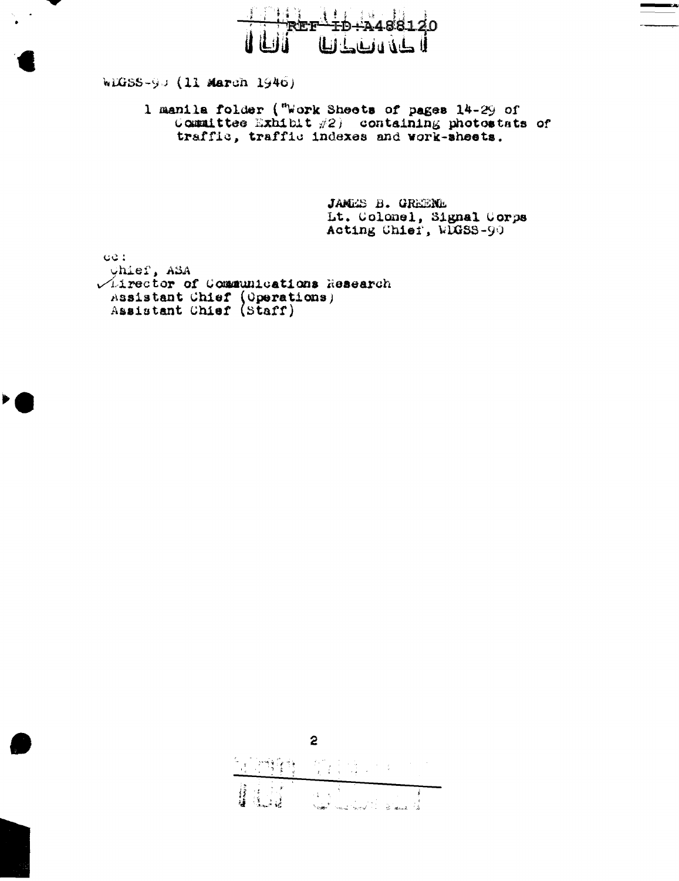WDGSS-90 (11 March 1946)

1 manila folder ("Work Sheets of pages 14-29 of Committee Exhibit #2) containing photostats of traffic, traffic indexes and work-sheets.

JAMES B. GREENE
Lt. Colonel, Signal Corps
Acting Chief, WDGSS-90

cc:
Chief, ASA
✓Director of Communications Research
Assistant Chief (Operations)
Assistant Chief (Staff)